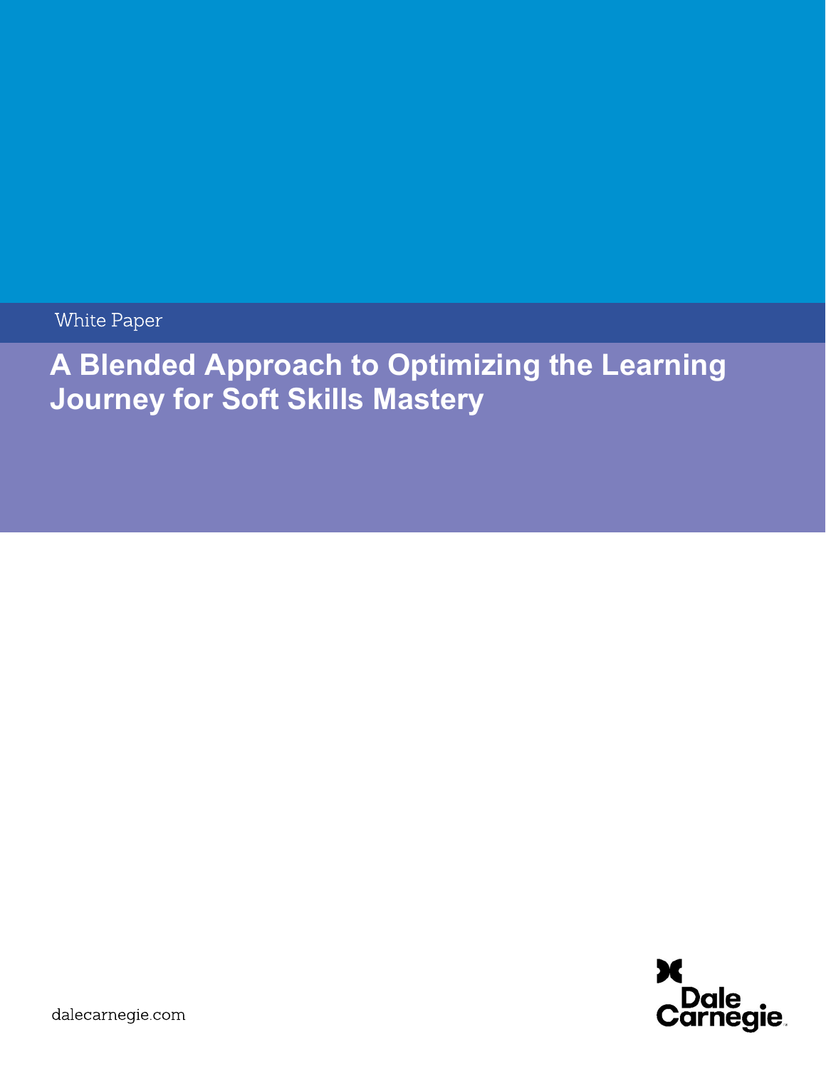White Paper

# A Blended Approach to Optimizing the Learning Journey for Soft Skills Mastery

dalecarnegie.com

Dale Carnegie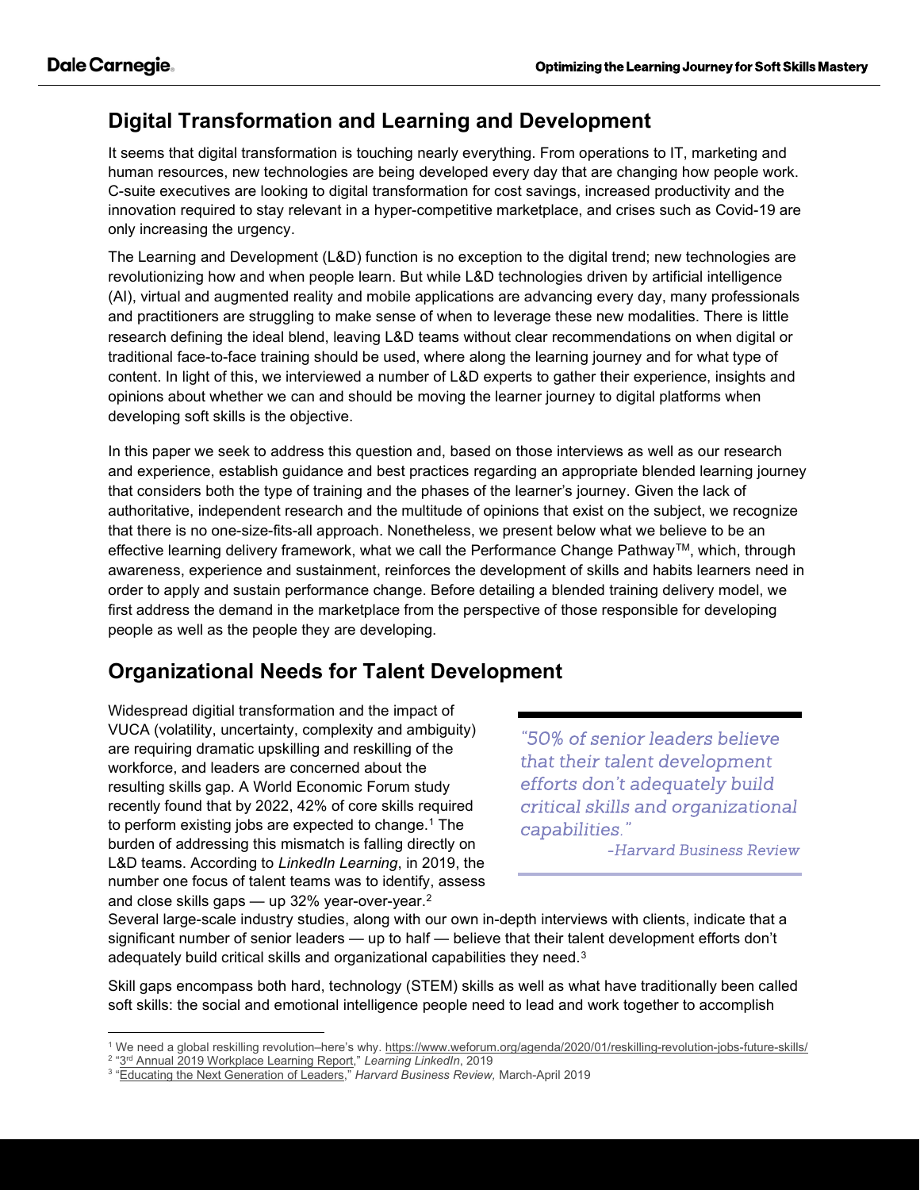## Digital Transformation and Learning and Development

It seems that digital transformation is touching nearly everything. From operations to IT, marketing and human resources, new technologies are being developed every day that are changing how people work. C-suite executives are looking to digital transformation for cost savings, increased productivity and the innovation required to stay relevant in a hyper-competitive marketplace, and crises such as Covid-19 are only increasing the urgency.

The Learning and Development (L&D) function is no exception to the digital trend; new technologies are revolutionizing how and when people learn. But while L&D technologies driven by artificial intelligence (AI), virtual and augmented reality and mobile applications are advancing every day, many professionals and practitioners are struggling to make sense of when to leverage these new modalities. There is little research defining the ideal blend, leaving L&D teams without clear recommendations on when digital or traditional face-to-face training should be used, where along the learning journey and for what type of content. In light of this, we interviewed a number of L&D experts to gather their experience, insights and opinions about whether we can and should be moving the learner journey to digital platforms when developing soft skills is the objective.

In this paper we seek to address this question and, based on those interviews as well as our research and experience, establish guidance and best practices regarding an appropriate blended learning journey that considers both the type of training and the phases of the learner's journey. Given the lack of authoritative, independent research and the multitude of opinions that exist on the subject, we recognize that there is no one-size-fits-all approach. Nonetheless, we present below what we believe to be an effective learning delivery framework, what we call the Performance Change Pathway™, which, through awareness, experience and sustainment, reinforces the development of skills and habits learners need in order to apply and sustain performance change. Before detailing a blended training delivery model, we first address the demand in the marketplace from the perspective of those responsible for developing people as well as the people they are developing.

## Organizational Needs for Talent Development

Widespread digital transformation and the impact of VUCA (volatility, uncertainty, complexity and ambiguity) are requiring dramatic upskilling and reskilling of the workforce, and leaders are concerned about the resulting skills gap. A World Economic Forum study recently found that by 2022, 42% of core skills required to perform existing jobs are expected to change.[1] The burden of addressing this mismatch is falling directly on L&D teams. According to *LinkedIn Learning*, in 2019, the number one focus of talent teams was to identify, assess and close skills gaps — up 32% year-over-year.[2] Several large-scale industry studies, along with our own in-depth interviews with clients, indicate that a significant number of senior leaders — up to half — believe that their talent development efforts don't adequately build critical skills and organizational capabilities they need.[3]

> *"50% of senior leaders believe that their talent development efforts don't adequately build critical skills and organizational capabilities."*
>
> *-Harvard Business Review*

Skill gaps encompass both hard, technology (STEM) skills as well as what have traditionally been called soft skills: the social and emotional intelligence people need to lead and work together to accomplish

---

[1] We need a global reskilling revolution–here's why. https://www.weforum.org/agenda/2020/01/reskilling-revolution-jobs-future-skills/

[2] "3rd Annual 2019 Workplace Learning Report," *Learning LinkedIn*, 2019

[3] "Educating the Next Generation of Leaders," *Harvard Business Review,* March-April 2019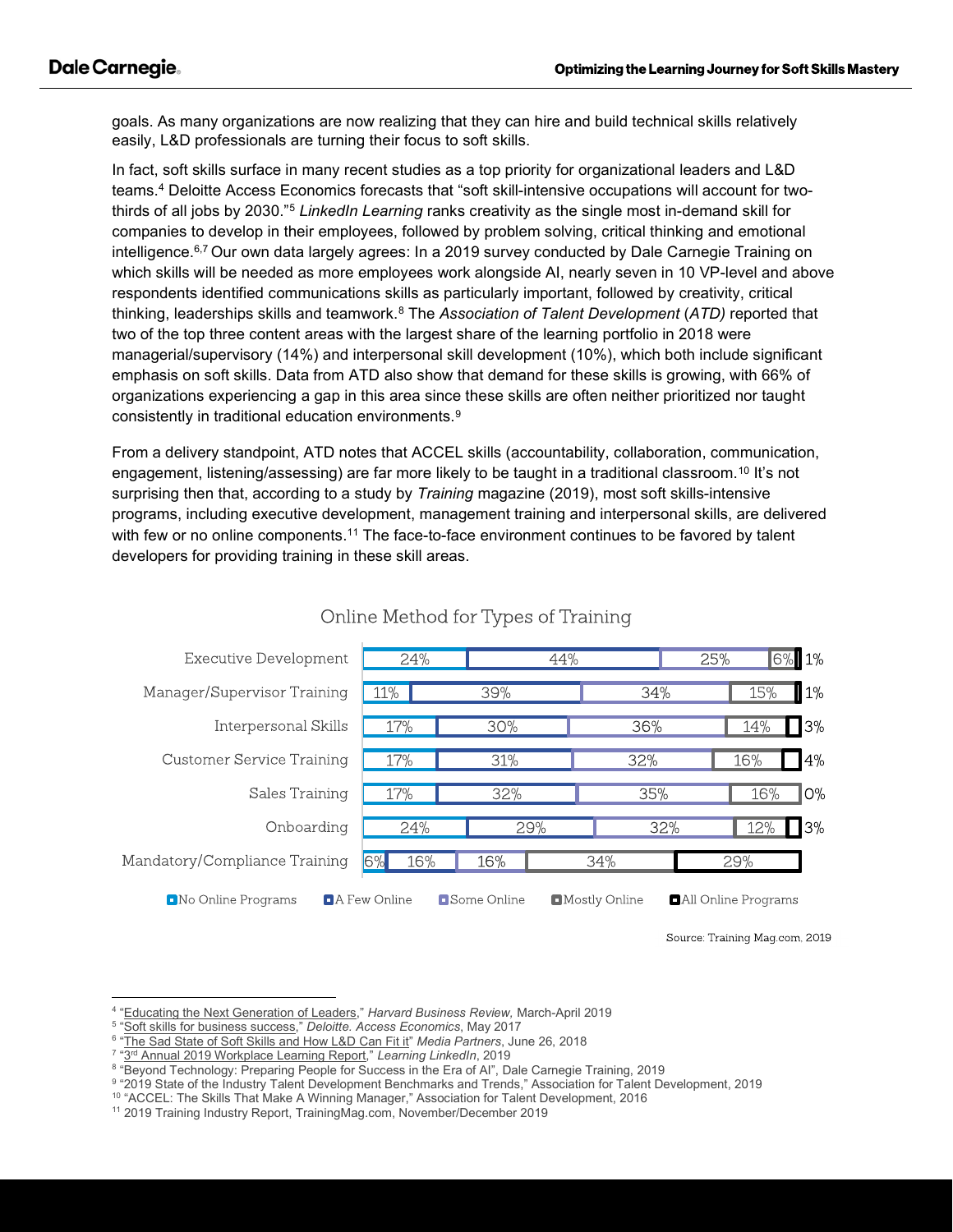goals. As many organizations are now realizing that they can hire and build technical skills relatively easily, L&D professionals are turning their focus to soft skills.

In fact, soft skills surface in many recent studies as a top priority for organizational leaders and L&D teams.[4] Deloitte Access Economics forecasts that "soft skill-intensive occupations will account for two-thirds of all jobs by 2030."[5] *LinkedIn Learning* ranks creativity as the single most in-demand skill for companies to develop in their employees, followed by problem solving, critical thinking and emotional intelligence.[6,7] Our own data largely agrees: In a 2019 survey conducted by Dale Carnegie Training on which skills will be needed as more employees work alongside AI, nearly seven in 10 VP-level and above respondents identified communications skills as particularly important, followed by creativity, critical thinking, leaderships skills and teamwork.[8] The *Association of Talent Development* (*ATD)* reported that two of the top three content areas with the largest share of the learning portfolio in 2018 were managerial/supervisory (14%) and interpersonal skill development (10%), which both include significant emphasis on soft skills. Data from ATD also show that demand for these skills is growing, with 66% of organizations experiencing a gap in this area since these skills are often neither prioritized nor taught consistently in traditional education environments.[9]

From a delivery standpoint, ATD notes that ACCEL skills (accountability, collaboration, communication, engagement, listening/assessing) are far more likely to be taught in a traditional classroom.[10] It's not surprising then that, according to a study by *Training* magazine (2019), most soft skills-intensive programs, including executive development, management training and interpersonal skills, are delivered with few or no online components.[11] The face-to-face environment continues to be favored by talent developers for providing training in these skill areas.

**Online Method for Types of Training**

| Type of Training | No Online Programs | A Few Online | Some Online | Mostly Online | All Online Programs |
|---|---|---|---|---|---|
| Executive Development | 24% | 44% | 25% | 6% | 1% |
| Manager/Supervisor Training | 11% | 39% | 34% | 15% | 1% |
| Interpersonal Skills | 17% | 30% | 36% | 14% | 3% |
| Customer Service Training | 17% | 31% | 32% | 16% | 4% |
| Sales Training | 17% | 32% | 35% | 16% | 0% |
| Onboarding | 24% | 29% | 32% | 12% | 3% |
| Mandatory/Compliance Training | 6% | 16% | 16% | 34% | 29% |

Source: Training Mag.com, 2019

---

[4] "Educating the Next Generation of Leaders," *Harvard Business Review,* March-April 2019
[5] "Soft skills for business success," *Deloitte. Access Economics*, May 2017
[6] "The Sad State of Soft Skills and How L&D Can Fit it" *Media Partners*, June 26, 2018
[7] "3rd Annual 2019 Workplace Learning Report," *Learning LinkedIn*, 2019
[8] "Beyond Technology: Preparing People for Success in the Era of AI", Dale Carnegie Training, 2019
[9] "2019 State of the Industry Talent Development Benchmarks and Trends," Association for Talent Development, 2019
[10] "ACCEL: The Skills That Make A Winning Manager," Association for Talent Development, 2016
[11] 2019 Training Industry Report, TrainingMag.com, November/December 2019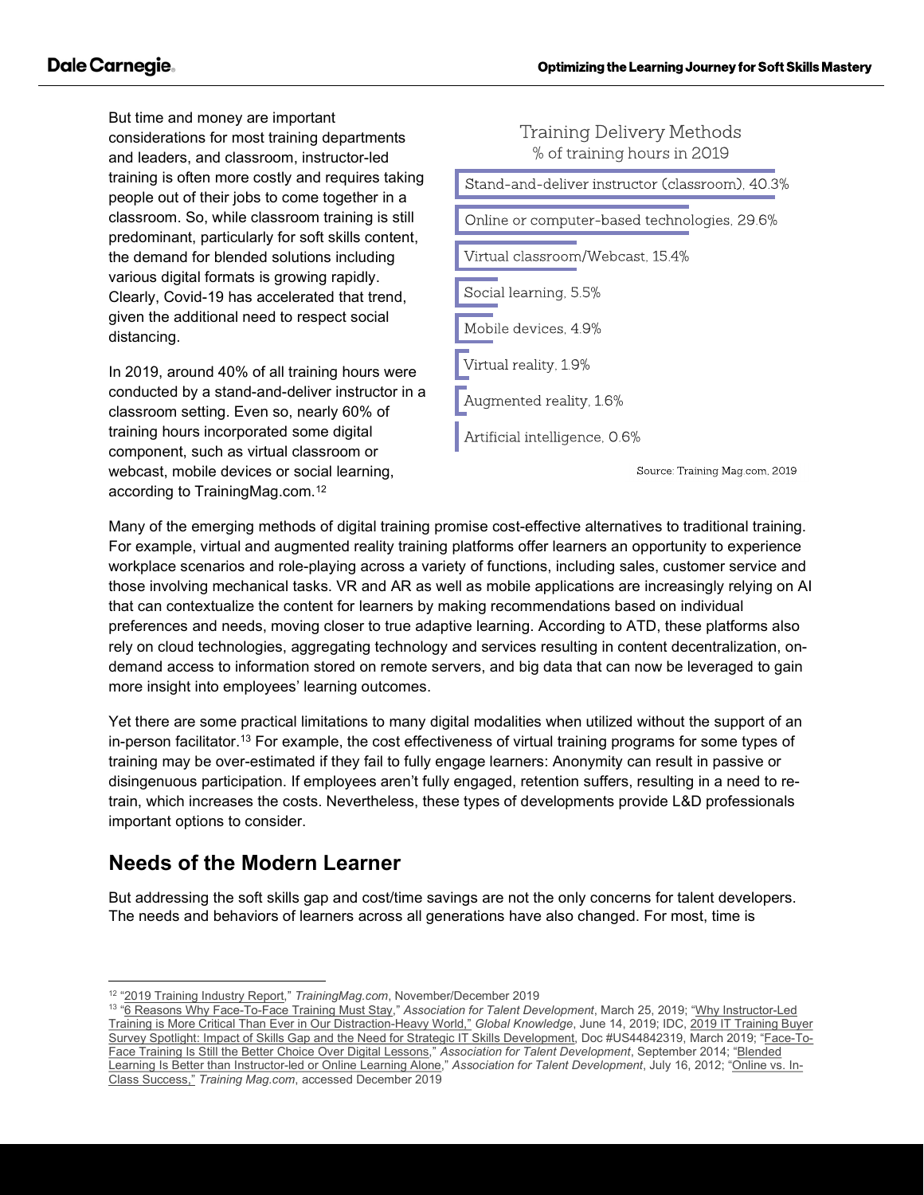But time and money are important considerations for most training departments and leaders, and classroom, instructor-led training is often more costly and requires taking people out of their jobs to come together in a classroom. So, while classroom training is still predominant, particularly for soft skills content, the demand for blended solutions including various digital formats is growing rapidly. Clearly, Covid-19 has accelerated that trend, given the additional need to respect social distancing.

In 2019, around 40% of all training hours were conducted by a stand-and-deliver instructor in a classroom setting. Even so, nearly 60% of training hours incorporated some digital component, such as virtual classroom or webcast, mobile devices or social learning, according to TrainingMag.com.[12]

Training Delivery Methods
% of training hours in 2019

| Method | % of training hours |
|---|---|
| Stand-and-deliver instructor (classroom) | 40.3% |
| Online or computer-based technologies | 29.6% |
| Virtual classroom/Webcast | 15.4% |
| Social learning | 5.5% |
| Mobile devices | 4.9% |
| Virtual reality | 1.9% |
| Augmented reality | 1.6% |
| Artificial intelligence | 0.6% |

Source: Training Mag.com, 2019

Many of the emerging methods of digital training promise cost-effective alternatives to traditional training. For example, virtual and augmented reality training platforms offer learners an opportunity to experience workplace scenarios and role-playing across a variety of functions, including sales, customer service and those involving mechanical tasks. VR and AR as well as mobile applications are increasingly relying on AI that can contextualize the content for learners by making recommendations based on individual preferences and needs, moving closer to true adaptive learning. According to ATD, these platforms also rely on cloud technologies, aggregating technology and services resulting in content decentralization, on-demand access to information stored on remote servers, and big data that can now be leveraged to gain more insight into employees' learning outcomes.

Yet there are some practical limitations to many digital modalities when utilized without the support of an in-person facilitator.[13] For example, the cost effectiveness of virtual training programs for some types of training may be over-estimated if they fail to fully engage learners: Anonymity can result in passive or disingenuous participation. If employees aren't fully engaged, retention suffers, resulting in a need to re-train, which increases the costs. Nevertheless, these types of developments provide L&D professionals important options to consider.

## Needs of the Modern Learner

But addressing the soft skills gap and cost/time savings are not the only concerns for talent developers. The needs and behaviors of learners across all generations have also changed. For most, time is

---

[12] "2019 Training Industry Report," *TrainingMag.com*, November/December 2019

[13] "6 Reasons Why Face-To-Face Training Must Stay," *Association for Talent Development*, March 25, 2019; "Why Instructor-Led Training is More Critical Than Ever in Our Distraction-Heavy World," *Global Knowledge*, June 14, 2019; IDC, 2019 IT Training Buyer Survey Spotlight: Impact of Skills Gap and the Need for Strategic IT Skills Development, Doc #US44842319, March 2019; "Face-To-Face Training Is Still the Better Choice Over Digital Lessons," *Association for Talent Development*, September 2014; "Blended Learning Is Better than Instructor-led or Online Learning Alone," *Association for Talent Development*, July 16, 2012; "Online vs. In-Class Success," *Training Mag.com*, accessed December 2019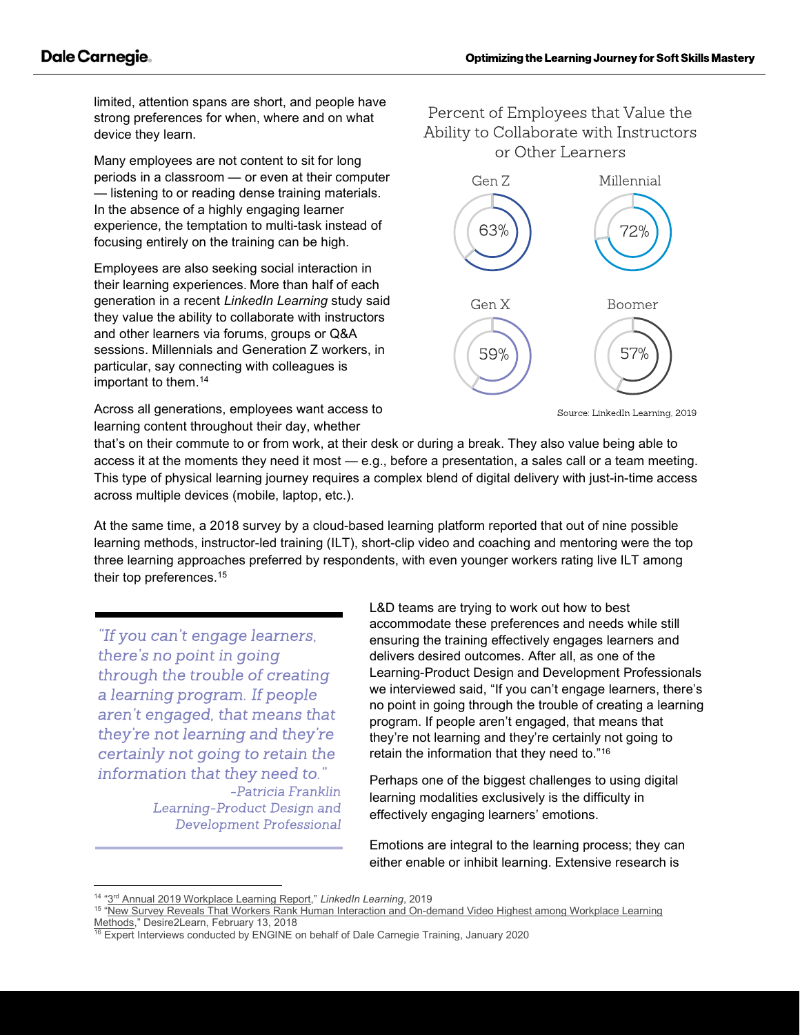limited, attention spans are short, and people have strong preferences for when, where and on what device they learn.

Many employees are not content to sit for long periods in a classroom — or even at their computer — listening to or reading dense training materials. In the absence of a highly engaging learner experience, the temptation to multi-task instead of focusing entirely on the training can be high.

Employees are also seeking social interaction in their learning experiences. More than half of each generation in a recent *LinkedIn Learning* study said they value the ability to collaborate with instructors and other learners via forums, groups or Q&A sessions. Millennials and Generation Z workers, in particular, say connecting with colleagues is important to them.[14]

**Percent of Employees that Value the Ability to Collaborate with Instructors or Other Learners**

| Generation | Percent |
|---|---|
| Gen Z | 63% |
| Millennial | 72% |
| Gen X | 59% |
| Boomer | 57% |

Source: LinkedIn Learning, 2019

Across all generations, employees want access to learning content throughout their day, whether that's on their commute to or from work, at their desk or during a break. They also value being able to access it at the moments they need it most — e.g., before a presentation, a sales call or a team meeting. This type of physical learning journey requires a complex blend of digital delivery with just-in-time access across multiple devices (mobile, laptop, etc.).

At the same time, a 2018 survey by a cloud-based learning platform reported that out of nine possible learning methods, instructor-led training (ILT), short-clip video and coaching and mentoring were the top three learning approaches preferred by respondents, with even younger workers rating live ILT among their top preferences.[15]

> *"If you can't engage learners, there's no point in going through the trouble of creating a learning program. If people aren't engaged, that means that they're not learning and they're certainly not going to retain the information that they need to."*
>
> *-Patricia Franklin, Learning-Product Design and Development Professional*

L&D teams are trying to work out how to best accommodate these preferences and needs while still ensuring the training effectively engages learners and delivers desired outcomes. After all, as one of the Learning-Product Design and Development Professionals we interviewed said, "If you can't engage learners, there's no point in going through the trouble of creating a learning program. If people aren't engaged, that means that they're not learning and they're certainly not going to retain the information that they need to."[16]

Perhaps one of the biggest challenges to using digital learning modalities exclusively is the difficulty in effectively engaging learners' emotions.

Emotions are integral to the learning process; they can either enable or inhibit learning. Extensive research is

---

[14] "3rd Annual 2019 Workplace Learning Report," *LinkedIn Learning*, 2019

[15] "New Survey Reveals That Workers Rank Human Interaction and On-demand Video Highest among Workplace Learning Methods," Desire2Learn, February 13, 2018

[16] Expert Interviews conducted by ENGINE on behalf of Dale Carnegie Training, January 2020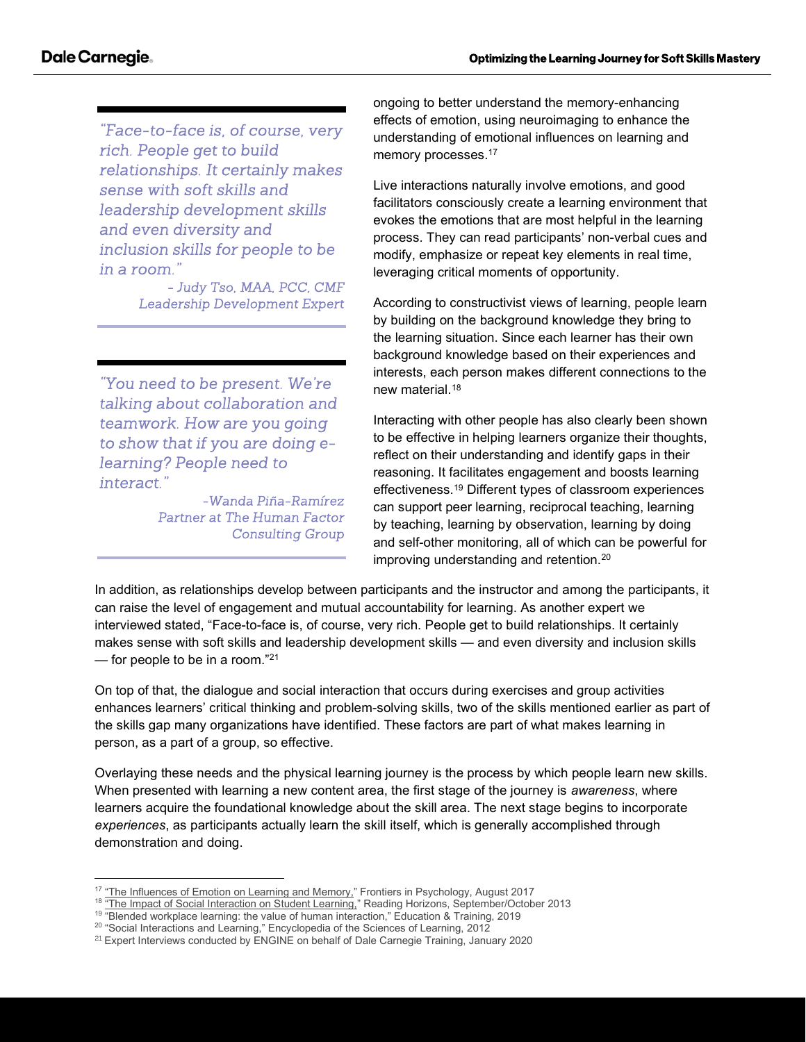> *"Face-to-face is, of course, very rich. People get to build relationships. It certainly makes sense with soft skills and leadership development skills and even diversity and inclusion skills for people to be in a room."*
>
> *- Judy Tso, MAA, PCC, CMF Leadership Development Expert*

> *"You need to be present. We're talking about collaboration and teamwork. How are you going to show that if you are doing e-learning? People need to interact."*
>
> *-Wanda Piña-Ramírez Partner at The Human Factor Consulting Group*

ongoing to better understand the memory-enhancing effects of emotion, using neuroimaging to enhance the understanding of emotional influences on learning and memory processes.[17]

Live interactions naturally involve emotions, and good facilitators consciously create a learning environment that evokes the emotions that are most helpful in the learning process. They can read participants' non-verbal cues and modify, emphasize or repeat key elements in real time, leveraging critical moments of opportunity.

According to constructivist views of learning, people learn by building on the background knowledge they bring to the learning situation. Since each learner has their own background knowledge based on their experiences and interests, each person makes different connections to the new material.[18]

Interacting with other people has also clearly been shown to be effective in helping learners organize their thoughts, reflect on their understanding and identify gaps in their reasoning. It facilitates engagement and boosts learning effectiveness.[19] Different types of classroom experiences can support peer learning, reciprocal teaching, learning by teaching, learning by observation, learning by doing and self-other monitoring, all of which can be powerful for improving understanding and retention.[20]

In addition, as relationships develop between participants and the instructor and among the participants, it can raise the level of engagement and mutual accountability for learning. As another expert we interviewed stated, "Face-to-face is, of course, very rich. People get to build relationships. It certainly makes sense with soft skills and leadership development skills — and even diversity and inclusion skills — for people to be in a room."[21]

On top of that, the dialogue and social interaction that occurs during exercises and group activities enhances learners' critical thinking and problem-solving skills, two of the skills mentioned earlier as part of the skills gap many organizations have identified. These factors are part of what makes learning in person, as a part of a group, so effective.

Overlaying these needs and the physical learning journey is the process by which people learn new skills. When presented with learning a new content area, the first stage of the journey is *awareness*, where learners acquire the foundational knowledge about the skill area. The next stage begins to incorporate *experiences*, as participants actually learn the skill itself, which is generally accomplished through demonstration and doing.

---

[17] "The Influences of Emotion on Learning and Memory," Frontiers in Psychology, August 2017
[18] "The Impact of Social Interaction on Student Learning," Reading Horizons, September/October 2013
[19] "Blended workplace learning: the value of human interaction," Education & Training, 2019
[20] "Social Interactions and Learning," Encyclopedia of the Sciences of Learning, 2012
[21] Expert Interviews conducted by ENGINE on behalf of Dale Carnegie Training, January 2020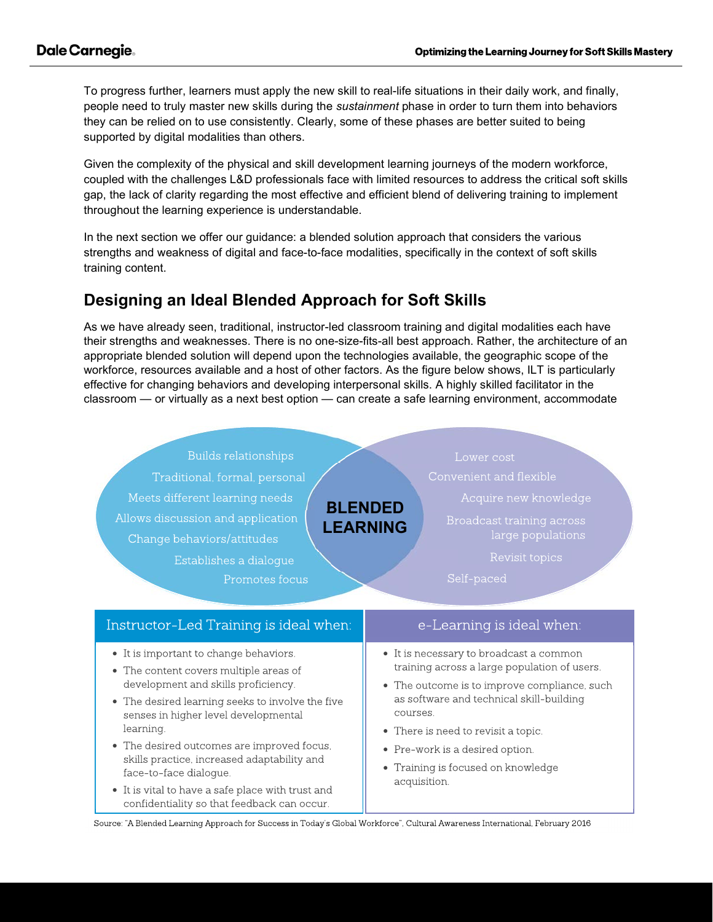To progress further, learners must apply the new skill to real-life situations in their daily work, and finally, people need to truly master new skills during the *sustainment* phase in order to turn them into behaviors they can be relied on to use consistently. Clearly, some of these phases are better suited to being supported by digital modalities than others.

Given the complexity of the physical and skill development learning journeys of the modern workforce, coupled with the challenges L&D professionals face with limited resources to address the critical soft skills gap, the lack of clarity regarding the most effective and efficient blend of delivering training to implement throughout the learning experience is understandable.

In the next section we offer our guidance: a blended solution approach that considers the various strengths and weakness of digital and face-to-face modalities, specifically in the context of soft skills training content.

## Designing an Ideal Blended Approach for Soft Skills

As we have already seen, traditional, instructor-led classroom training and digital modalities each have their strengths and weaknesses. There is no one-size-fits-all best approach. Rather, the architecture of an appropriate blended solution will depend upon the technologies available, the geographic scope of the workforce, resources available and a host of other factors. As the figure below shows, ILT is particularly effective for changing behaviors and developing interpersonal skills. A highly skilled facilitator in the classroom — or virtually as a next best option — can create a safe learning environment, accommodate

**BLENDED LEARNING**

| Instructor-Led Training | e-Learning |
| --- | --- |
| Builds relationships | Lower cost |
| Traditional, formal, personal | Convenient and flexible |
| Meets different learning needs | Acquire new knowledge |
| Allows discussion and application | Broadcast training across large populations |
| Change behaviors/attitudes | Revisit topics |
| Establishes a dialogue | Self-paced |
| Promotes focus | |

**Instructor-Led Training is ideal when:**

- It is important to change behaviors.
- The content covers multiple areas of development and skills proficiency.
- The desired learning seeks to involve the five senses in higher level developmental learning.
- The desired outcomes are improved focus, skills practice, increased adaptability and face-to-face dialogue.
- It is vital to have a safe place with trust and confidentiality so that feedback can occur.

**e-Learning is ideal when:**

- It is necessary to broadcast a common training across a large population of users.
- The outcome is to improve compliance, such as software and technical skill-building courses.
- There is need to revisit a topic.
- Pre-work is a desired option.
- Training is focused on knowledge acquisition.

Source: "A Blended Learning Approach for Success in Today's Global Workforce", Cultural Awareness International, February 2016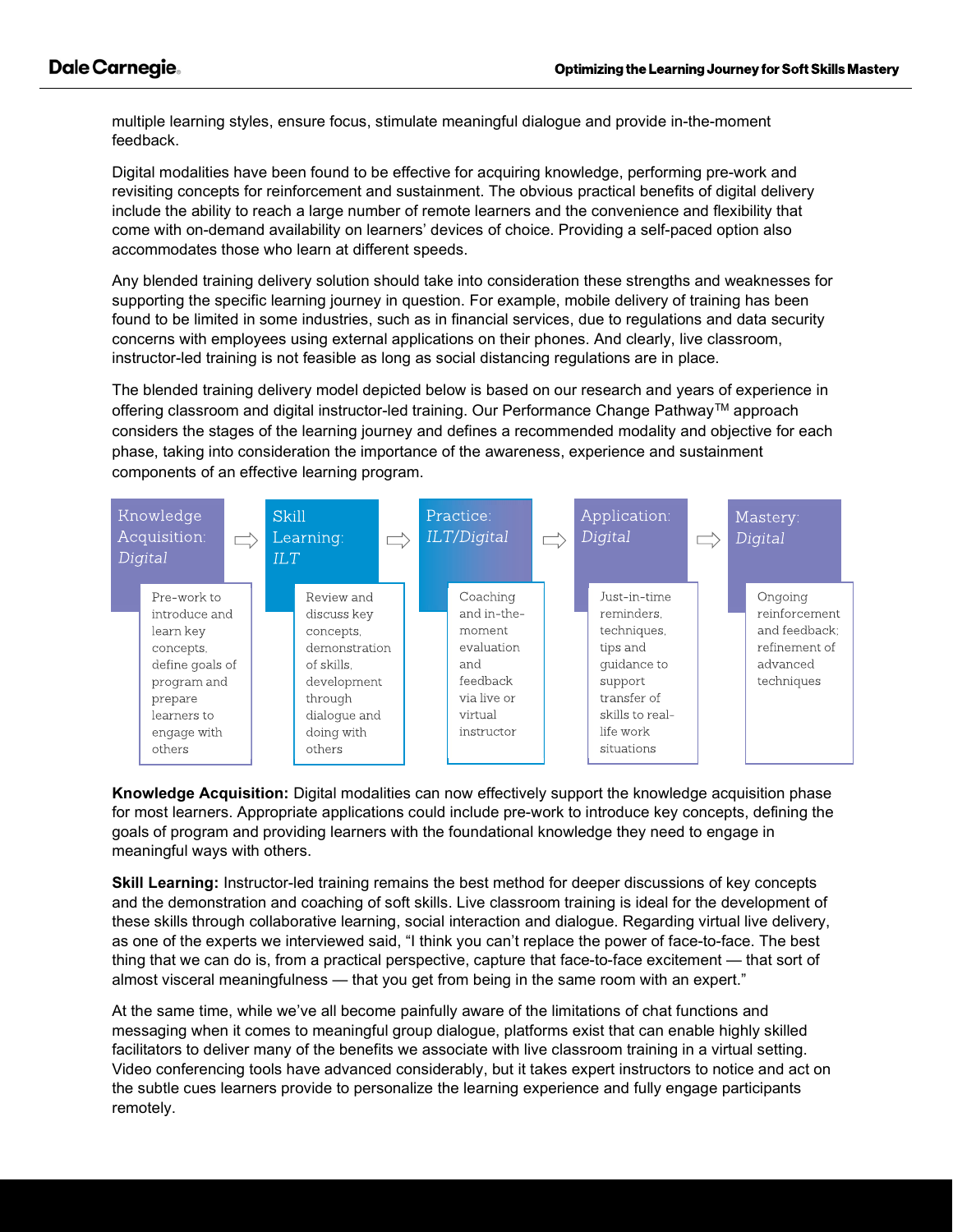multiple learning styles, ensure focus, stimulate meaningful dialogue and provide in-the-moment feedback.

Digital modalities have been found to be effective for acquiring knowledge, performing pre-work and revisiting concepts for reinforcement and sustainment. The obvious practical benefits of digital delivery include the ability to reach a large number of remote learners and the convenience and flexibility that come with on-demand availability on learners' devices of choice. Providing a self-paced option also accommodates those who learn at different speeds.

Any blended training delivery solution should take into consideration these strengths and weaknesses for supporting the specific learning journey in question. For example, mobile delivery of training has been found to be limited in some industries, such as in financial services, due to regulations and data security concerns with employees using external applications on their phones. And clearly, live classroom, instructor-led training is not feasible as long as social distancing regulations are in place.

The blended training delivery model depicted below is based on our research and years of experience in offering classroom and digital instructor-led training. Our Performance Change Pathway™ approach considers the stages of the learning journey and defines a recommended modality and objective for each phase, taking into consideration the importance of the awareness, experience and sustainment components of an effective learning program.

| Knowledge Acquisition: *Digital* | Skill Learning: *ILT* | Practice: *ILT/Digital* | Application: *Digital* | Mastery: *Digital* |
|---|---|---|---|---|
| Pre-work to introduce and learn key concepts, define goals of program and prepare learners to engage with others | Review and discuss key concepts, demonstration of skills, development through dialogue and doing with others | Coaching and in-the-moment evaluation and feedback via live or virtual instructor | Just-in-time reminders, techniques, tips and guidance to support transfer of skills to real-life work situations | Ongoing reinforcement and feedback; refinement of advanced techniques |

**Knowledge Acquisition:** Digital modalities can now effectively support the knowledge acquisition phase for most learners. Appropriate applications could include pre-work to introduce key concepts, defining the goals of program and providing learners with the foundational knowledge they need to engage in meaningful ways with others.

**Skill Learning:** Instructor-led training remains the best method for deeper discussions of key concepts and the demonstration and coaching of soft skills. Live classroom training is ideal for the development of these skills through collaborative learning, social interaction and dialogue. Regarding virtual live delivery, as one of the experts we interviewed said, "I think you can't replace the power of face-to-face. The best thing that we can do is, from a practical perspective, capture that face-to-face excitement — that sort of almost visceral meaningfulness — that you get from being in the same room with an expert."

At the same time, while we've all become painfully aware of the limitations of chat functions and messaging when it comes to meaningful group dialogue, platforms exist that can enable highly skilled facilitators to deliver many of the benefits we associate with live classroom training in a virtual setting. Video conferencing tools have advanced considerably, but it takes expert instructors to notice and act on the subtle cues learners provide to personalize the learning experience and fully engage participants remotely.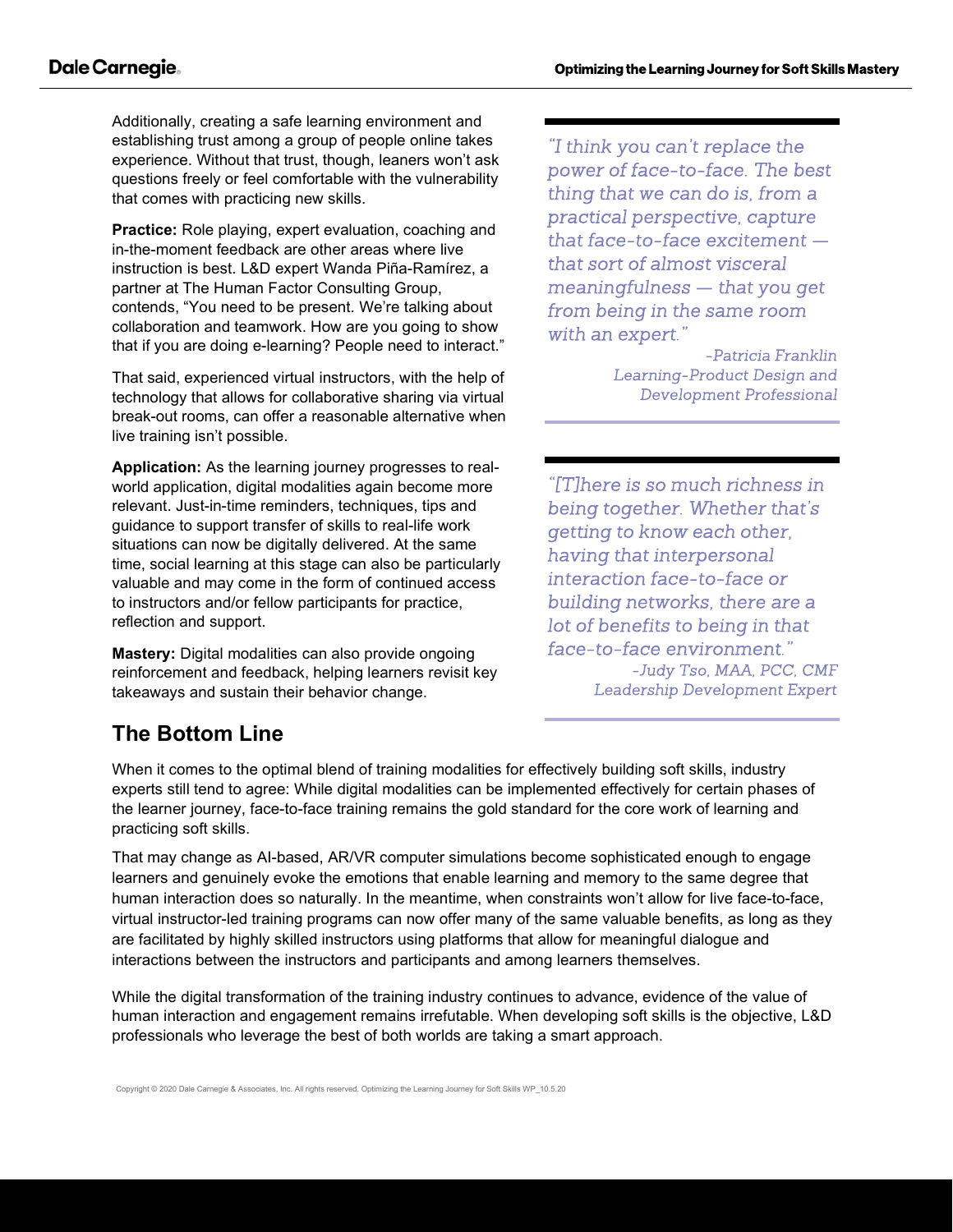Additionally, creating a safe learning environment and establishing trust among a group of people online takes experience. Without that trust, though, leaners won't ask questions freely or feel comfortable with the vulnerability that comes with practicing new skills.

**Practice:** Role playing, expert evaluation, coaching and in-the-moment feedback are other areas where live instruction is best. L&D expert Wanda Piña-Ramírez, a partner at The Human Factor Consulting Group, contends, "You need to be present. We're talking about collaboration and teamwork. How are you going to show that if you are doing e-learning? People need to interact."

That said, experienced virtual instructors, with the help of technology that allows for collaborative sharing via virtual break-out rooms, can offer a reasonable alternative when live training isn't possible.

**Application:** As the learning journey progresses to real-world application, digital modalities again become more relevant. Just-in-time reminders, techniques, tips and guidance to support transfer of skills to real-life work situations can now be digitally delivered. At the same time, social learning at this stage can also be particularly valuable and may come in the form of continued access to instructors and/or fellow participants for practice, reflection and support.

**Mastery:** Digital modalities can also provide ongoing reinforcement and feedback, helping learners revisit key takeaways and sustain their behavior change.

> *"I think you can't replace the power of face-to-face. The best thing that we can do is, from a practical perspective, capture that face-to-face excitement — that sort of almost visceral meaningfulness — that you get from being in the same room with an expert."*
>
> *-Patricia Franklin*
> *Learning-Product Design and Development Professional*

> *"[T]here is so much richness in being together. Whether that's getting to know each other, having that interpersonal interaction face-to-face or building networks, there are a lot of benefits to being in that face-to-face environment."*
>
> *-Judy Tso, MAA, PCC, CMF*
> *Leadership Development Expert*

## The Bottom Line

When it comes to the optimal blend of training modalities for effectively building soft skills, industry experts still tend to agree: While digital modalities can be implemented effectively for certain phases of the learner journey, face-to-face training remains the gold standard for the core work of learning and practicing soft skills.

That may change as AI-based, AR/VR computer simulations become sophisticated enough to engage learners and genuinely evoke the emotions that enable learning and memory to the same degree that human interaction does so naturally. In the meantime, when constraints won't allow for live face-to-face, virtual instructor-led training programs can now offer many of the same valuable benefits, as long as they are facilitated by highly skilled instructors using platforms that allow for meaningful dialogue and interactions between the instructors and participants and among learners themselves.

While the digital transformation of the training industry continues to advance, evidence of the value of human interaction and engagement remains irrefutable. When developing soft skills is the objective, L&D professionals who leverage the best of both worlds are taking a smart approach.

Copyright © 2020 Dale Carnegie & Associates, Inc. All rights reserved. Optimizing the Learning Journey for Soft Skills WP_10.5.20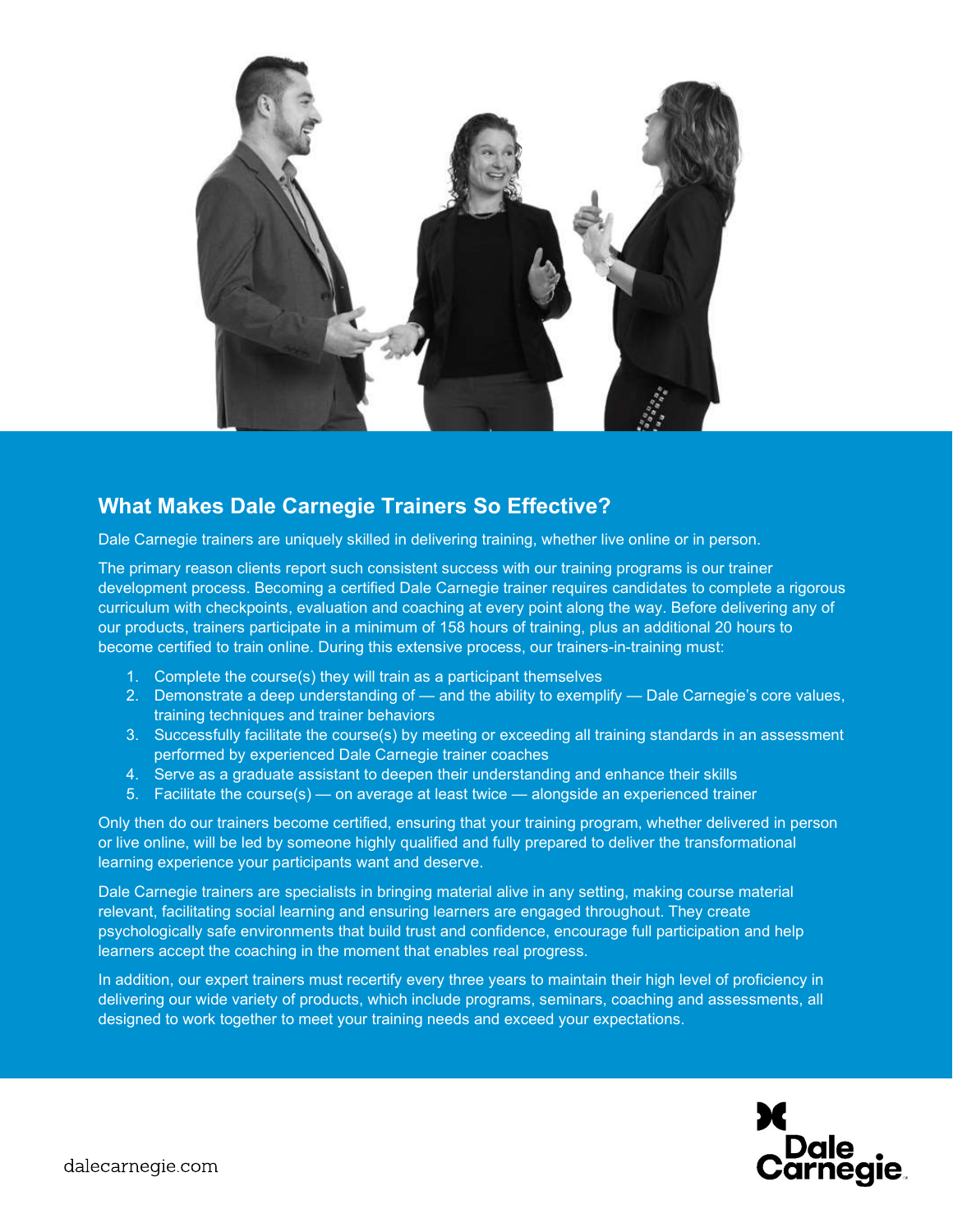## What Makes Dale Carnegie Trainers So Effective?

Dale Carnegie trainers are uniquely skilled in delivering training, whether live online or in person.

The primary reason clients report such consistent success with our training programs is our trainer development process. Becoming a certified Dale Carnegie trainer requires candidates to complete a rigorous curriculum with checkpoints, evaluation and coaching at every point along the way. Before delivering any of our products, trainers participate in a minimum of 158 hours of training, plus an additional 20 hours to become certified to train online. During this extensive process, our trainers-in-training must:

1. Complete the course(s) they will train as a participant themselves
2. Demonstrate a deep understanding of — and the ability to exemplify — Dale Carnegie's core values, training techniques and trainer behaviors
3. Successfully facilitate the course(s) by meeting or exceeding all training standards in an assessment performed by experienced Dale Carnegie trainer coaches
4. Serve as a graduate assistant to deepen their understanding and enhance their skills
5. Facilitate the course(s) — on average at least twice — alongside an experienced trainer

Only then do our trainers become certified, ensuring that your training program, whether delivered in person or live online, will be led by someone highly qualified and fully prepared to deliver the transformational learning experience your participants want and deserve.

Dale Carnegie trainers are specialists in bringing material alive in any setting, making course material relevant, facilitating social learning and ensuring learners are engaged throughout. They create psychologically safe environments that build trust and confidence, encourage full participation and help learners accept the coaching in the moment that enables real progress.

In addition, our expert trainers must recertify every three years to maintain their high level of proficiency in delivering our wide variety of products, which include programs, seminars, coaching and assessments, all designed to work together to meet your training needs and exceed your expectations.

dalecarnegie.com

Dale Carnegie